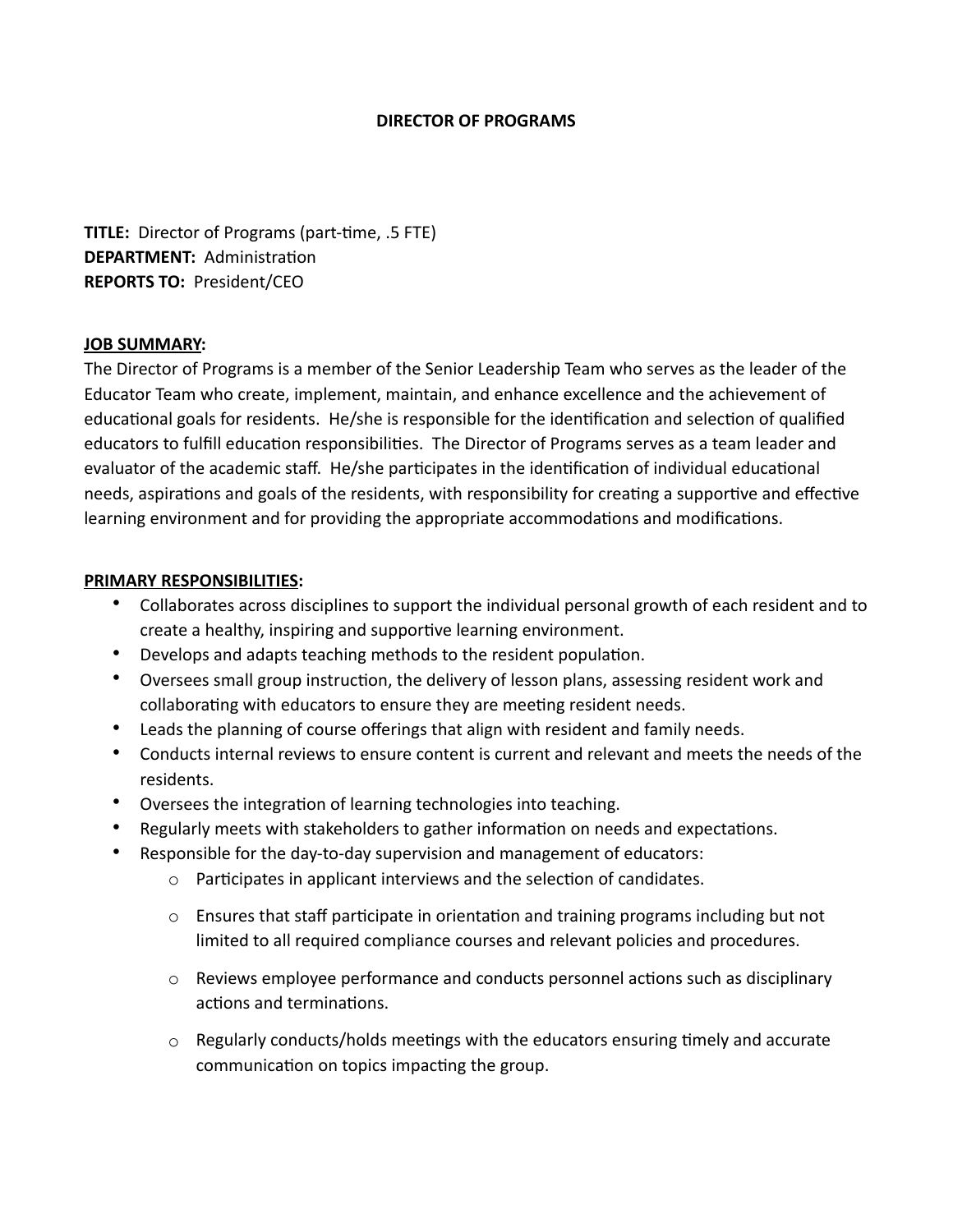# DIRECTOR OF PROGRAMS

**TITLE:** Director of Programs (part-time, .5 FTE)
**DEPARTMENT:** Administration
**REPORTS TO:** President/CEO

**<u>JOB SUMMARY</u>:**

The Director of Programs is a member of the Senior Leadership Team who serves as the leader of the Educator Team who create, implement, maintain, and enhance excellence and the achievement of educational goals for residents. He/she is responsible for the identification and selection of qualified educators to fulfill education responsibilities. The Director of Programs serves as a team leader and evaluator of the academic staff. He/she participates in the identification of individual educational needs, aspirations and goals of the residents, with responsibility for creating a supportive and effective learning environment and for providing the appropriate accommodations and modifications.

**<u>PRIMARY RESPONSIBILITIES</u>:**

- Collaborates across disciplines to support the individual personal growth of each resident and to create a healthy, inspiring and supportive learning environment.
- Develops and adapts teaching methods to the resident population.
- Oversees small group instruction, the delivery of lesson plans, assessing resident work and collaborating with educators to ensure they are meeting resident needs.
- Leads the planning of course offerings that align with resident and family needs.
- Conducts internal reviews to ensure content is current and relevant and meets the needs of the residents.
- Oversees the integration of learning technologies into teaching.
- Regularly meets with stakeholders to gather information on needs and expectations.
- Responsible for the day-to-day supervision and management of educators:
    - Participates in applicant interviews and the selection of candidates.
    - Ensures that staff participate in orientation and training programs including but not limited to all required compliance courses and relevant policies and procedures.
    - Reviews employee performance and conducts personnel actions such as disciplinary actions and terminations.
    - Regularly conducts/holds meetings with the educators ensuring timely and accurate communication on topics impacting the group.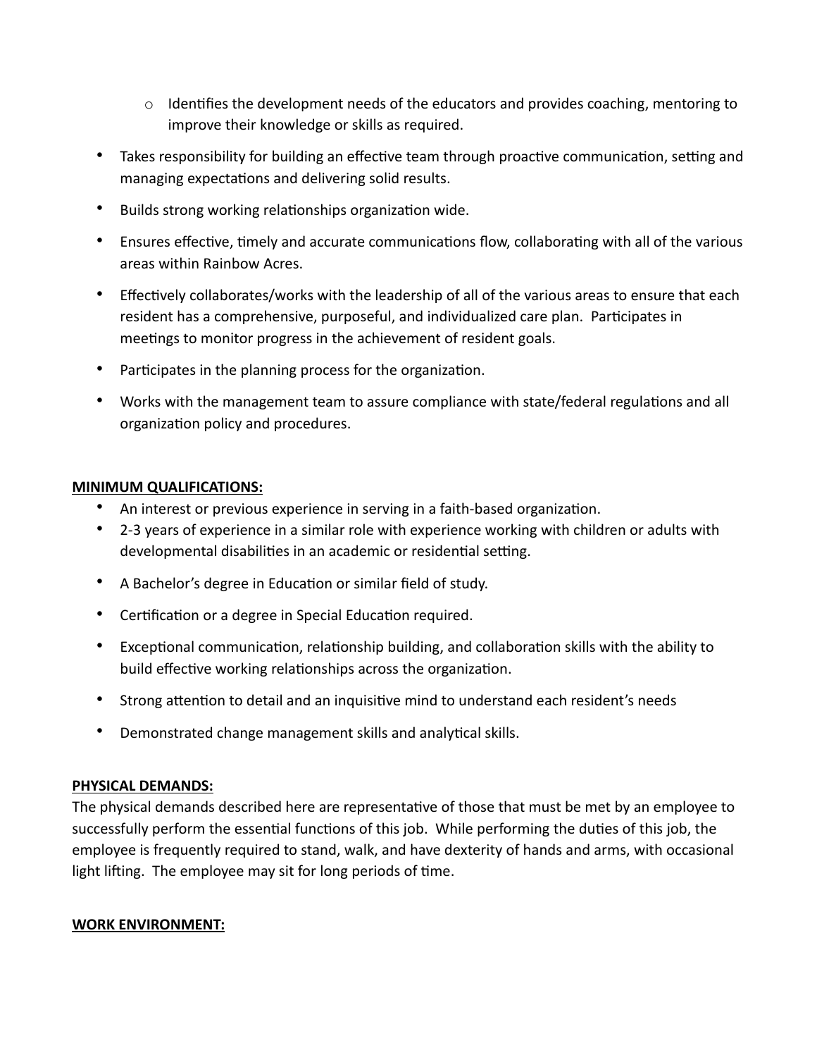- Identifies the development needs of the educators and provides coaching, mentoring to improve their knowledge or skills as required.
- Takes responsibility for building an effective team through proactive communication, setting and managing expectations and delivering solid results.
- Builds strong working relationships organization wide.
- Ensures effective, timely and accurate communications flow, collaborating with all of the various areas within Rainbow Acres.
- Effectively collaborates/works with the leadership of all of the various areas to ensure that each resident has a comprehensive, purposeful, and individualized care plan. Participates in meetings to monitor progress in the achievement of resident goals.
- Participates in the planning process for the organization.
- Works with the management team to assure compliance with state/federal regulations and all organization policy and procedures.

**MINIMUM QUALIFICATIONS:**

- An interest or previous experience in serving in a faith-based organization.
- 2-3 years of experience in a similar role with experience working with children or adults with developmental disabilities in an academic or residential setting.
- A Bachelor's degree in Education or similar field of study.
- Certification or a degree in Special Education required.
- Exceptional communication, relationship building, and collaboration skills with the ability to build effective working relationships across the organization.
- Strong attention to detail and an inquisitive mind to understand each resident's needs
- Demonstrated change management skills and analytical skills.

**PHYSICAL DEMANDS:**

The physical demands described here are representative of those that must be met by an employee to successfully perform the essential functions of this job. While performing the duties of this job, the employee is frequently required to stand, walk, and have dexterity of hands and arms, with occasional light lifting. The employee may sit for long periods of time.

**WORK ENVIRONMENT:**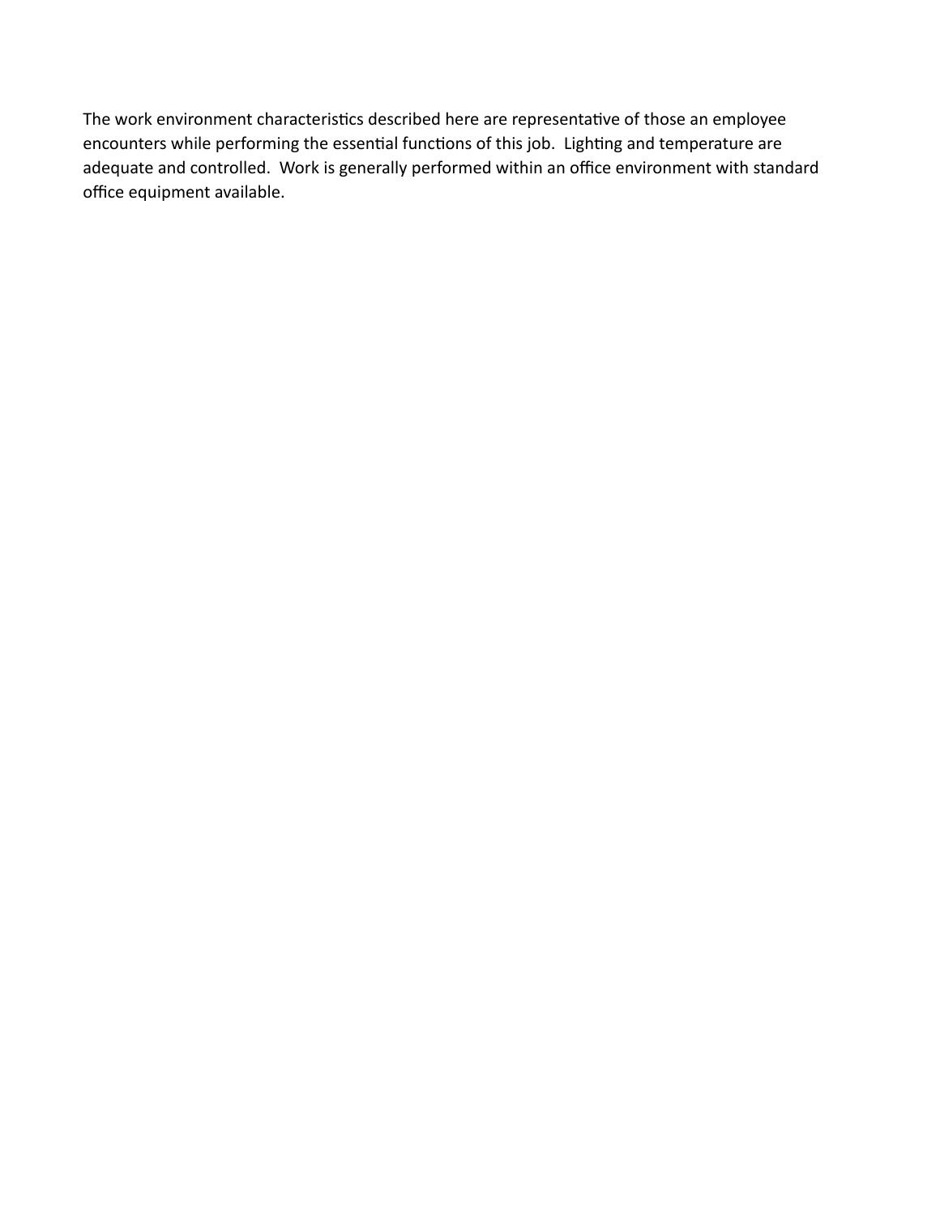The work environment characteristics described here are representative of those an employee encounters while performing the essential functions of this job. Lighting and temperature are adequate and controlled. Work is generally performed within an office environment with standard office equipment available.